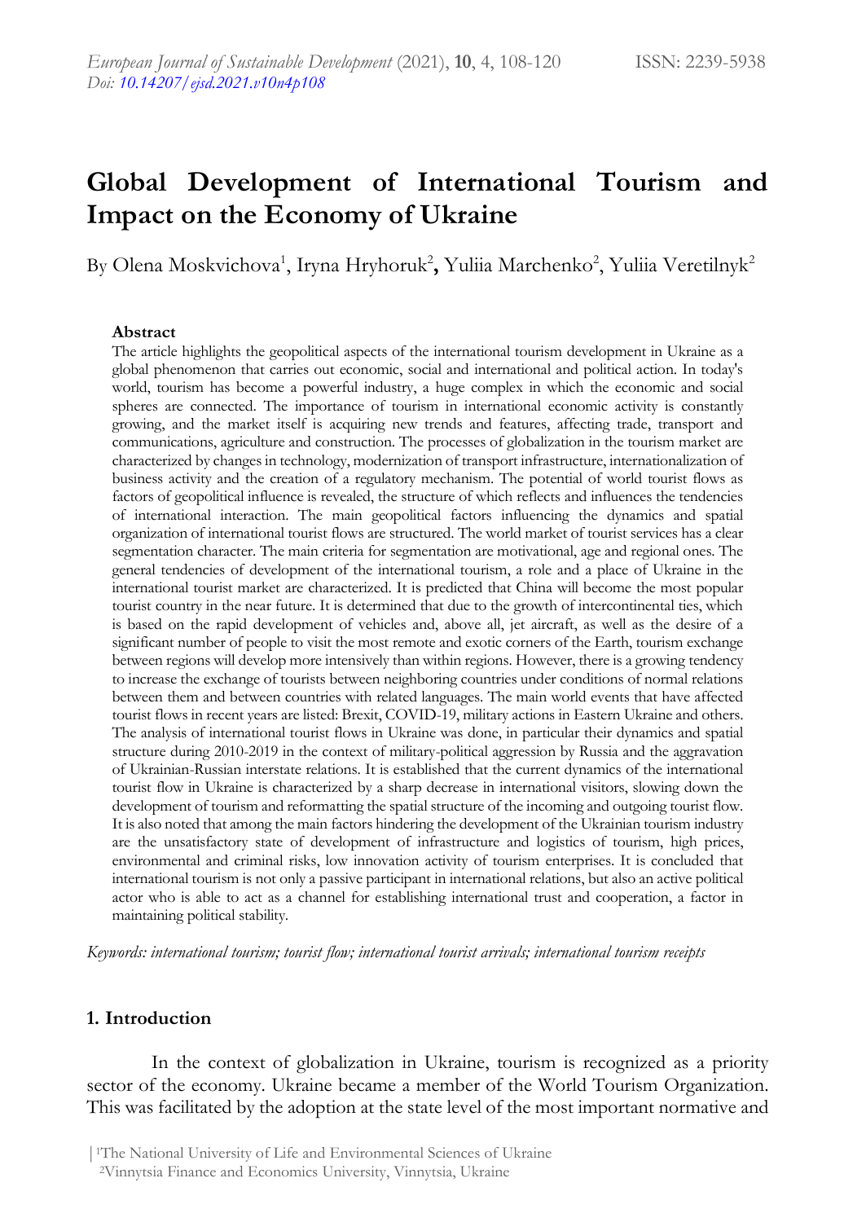# Global Development of International Tourism and Impact on the Economy of Ukraine

By Olena Moskvichova[1], Iryna Hryhoruk[2], Yuliia Marchenko[2], Yuliia Veretilnyk[2]

### Abstract

The article highlights the geopolitical aspects of the international tourism development in Ukraine as a global phenomenon that carries out economic, social and international and political action. In today's world, tourism has become a powerful industry, a huge complex in which the economic and social spheres are connected. The importance of tourism in international economic activity is constantly growing, and the market itself is acquiring new trends and features, affecting trade, transport and communications, agriculture and construction. The processes of globalization in the tourism market are characterized by changes in technology, modernization of transport infrastructure, internationalization of business activity and the creation of a regulatory mechanism. The potential of world tourist flows as factors of geopolitical influence is revealed, the structure of which reflects and influences the tendencies of international interaction. The main geopolitical factors influencing the dynamics and spatial organization of international tourist flows are structured. The world market of tourist services has a clear segmentation character. The main criteria for segmentation are motivational, age and regional ones. The general tendencies of development of the international tourism, a role and a place of Ukraine in the international tourist market are characterized. It is predicted that China will become the most popular tourist country in the near future. It is determined that due to the growth of intercontinental ties, which is based on the rapid development of vehicles and, above all, jet aircraft, as well as the desire of a significant number of people to visit the most remote and exotic corners of the Earth, tourism exchange between regions will develop more intensively than within regions. However, there is a growing tendency to increase the exchange of tourists between neighboring countries under conditions of normal relations between them and between countries with related languages. The main world events that have affected tourist flows in recent years are listed: Brexit, COVID-19, military actions in Eastern Ukraine and others. The analysis of international tourist flows in Ukraine was done, in particular their dynamics and spatial structure during 2010-2019 in the context of military-political aggression by Russia and the aggravation of Ukrainian-Russian interstate relations. It is established that the current dynamics of the international tourist flow in Ukraine is characterized by a sharp decrease in international visitors, slowing down the development of tourism and reformatting the spatial structure of the incoming and outgoing tourist flow. It is also noted that among the main factors hindering the development of the Ukrainian tourism industry are the unsatisfactory state of development of infrastructure and logistics of tourism, high prices, environmental and criminal risks, low innovation activity of tourism enterprises. It is concluded that international tourism is not only a passive participant in international relations, but also an active political actor who is able to act as a channel for establishing international trust and cooperation, a factor in maintaining political stability.

*Keywords: international tourism; tourist flow; international tourist arrivals; international tourism receipts*

## 1. Introduction

In the context of globalization in Ukraine, tourism is recognized as a priority sector of the economy. Ukraine became a member of the World Tourism Organization. This was facilitated by the adoption at the state level of the most important normative and

[1]The National University of Life and Environmental Sciences of Ukraine
[2]Vinnytsia Finance and Economics University, Vinnytsia, Ukraine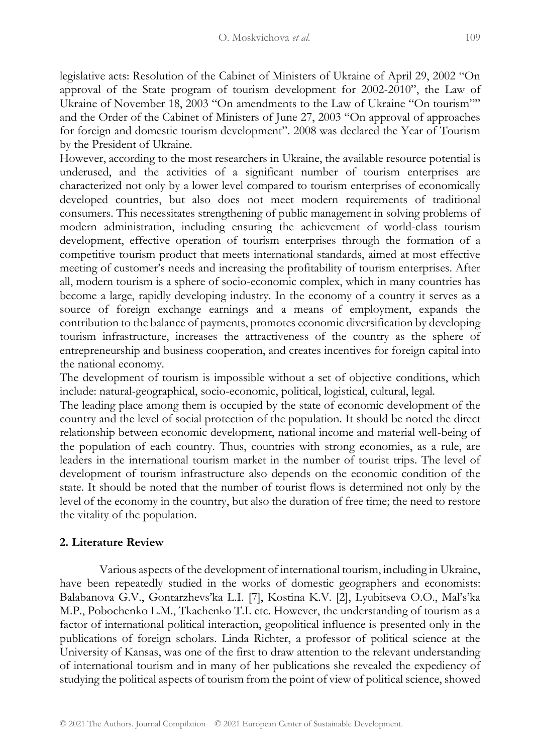legislative acts: Resolution of the Cabinet of Ministers of Ukraine of April 29, 2002 "On approval of the State program of tourism development for 2002-2010", the Law of Ukraine of November 18, 2003 "On amendments to the Law of Ukraine "On tourism"" and the Order of the Cabinet of Ministers of June 27, 2003 "On approval of approaches for foreign and domestic tourism development". 2008 was declared the Year of Tourism by the President of Ukraine.

However, according to the most researchers in Ukraine, the available resource potential is underused, and the activities of a significant number of tourism enterprises are characterized not only by a lower level compared to tourism enterprises of economically developed countries, but also does not meet modern requirements of traditional consumers. This necessitates strengthening of public management in solving problems of modern administration, including ensuring the achievement of world-class tourism development, effective operation of tourism enterprises through the formation of a competitive tourism product that meets international standards, aimed at most effective meeting of customer's needs and increasing the profitability of tourism enterprises. After all, modern tourism is a sphere of socio-economic complex, which in many countries has become a large, rapidly developing industry. In the economy of a country it serves as a source of foreign exchange earnings and a means of employment, expands the contribution to the balance of payments, promotes economic diversification by developing tourism infrastructure, increases the attractiveness of the country as the sphere of entrepreneurship and business cooperation, and creates incentives for foreign capital into the national economy.

The development of tourism is impossible without a set of objective conditions, which include: natural-geographical, socio-economic, political, logistical, cultural, legal.

The leading place among them is occupied by the state of economic development of the country and the level of social protection of the population. It should be noted the direct relationship between economic development, national income and material well-being of the population of each country. Thus, countries with strong economies, as a rule, are leaders in the international tourism market in the number of tourist trips. The level of development of tourism infrastructure also depends on the economic condition of the state. It should be noted that the number of tourist flows is determined not only by the level of the economy in the country, but also the duration of free time; the need to restore the vitality of the population.

## 2. Literature Review

Various aspects of the development of international tourism, including in Ukraine, have been repeatedly studied in the works of domestic geographers and economists: Balabanova G.V., Gontarzhevs'ka L.I. [7], Kostina K.V. [2], Lyubitseva O.O., Mal's'ka M.P., Pobochenko L.M., Tkachenko T.I. etc. However, the understanding of tourism as a factor of international political interaction, geopolitical influence is presented only in the publications of foreign scholars. Linda Richter, a professor of political science at the University of Kansas, was one of the first to draw attention to the relevant understanding of international tourism and in many of her publications she revealed the expediency of studying the political aspects of tourism from the point of view of political science, showed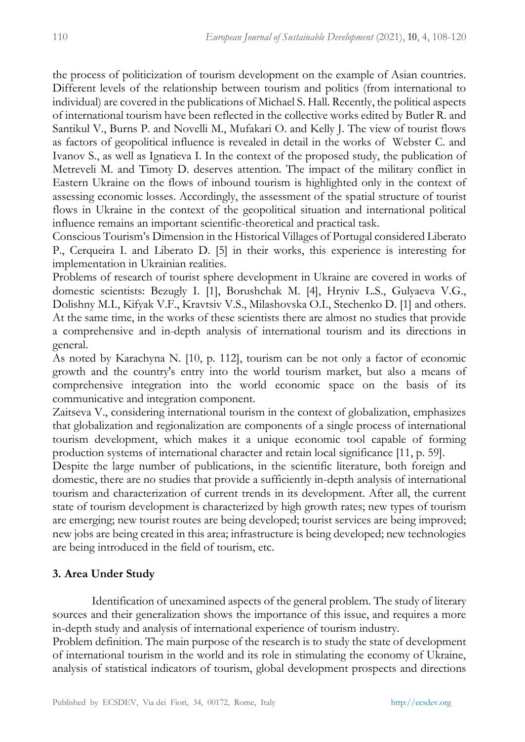the process of politicization of tourism development on the example of Asian countries. Different levels of the relationship between tourism and politics (from international to individual) are covered in the publications of Michael S. Hall. Recently, the political aspects of international tourism have been reflected in the collective works edited by Butler R. and Santikul V., Burns P. and Novelli M., Mufakari O. and Kelly J. The view of tourist flows as factors of geopolitical influence is revealed in detail in the works of Webster C. and Ivanov S., as well as Ignatieva I. In the context of the proposed study, the publication of Metreveli M. and Timoty D. deserves attention. The impact of the military conflict in Eastern Ukraine on the flows of inbound tourism is highlighted only in the context of assessing economic losses. Accordingly, the assessment of the spatial structure of tourist flows in Ukraine in the context of the geopolitical situation and international political influence remains an important scientific-theoretical and practical task.

Conscious Tourism's Dimension in the Historical Villages of Portugal considered Liberato P., Cerqueira I. and Liberato D. [5] in their works, this experience is interesting for implementation in Ukrainian realities.

Problems of research of tourist sphere development in Ukraine are covered in works of domestic scientists: Bezugly I. [1], Borushchak M. [4], Hryniv L.S., Gulyaeva V.G., Dolishny M.I., Kifyak V.F., Kravtsiv V.S., Milashovska O.I., Stechenko D. [1] and others. At the same time, in the works of these scientists there are almost no studies that provide a comprehensive and in-depth analysis of international tourism and its directions in general.

As noted by Karachyna N. [10, p. 112], tourism can be not only a factor of economic growth and the country's entry into the world tourism market, but also a means of comprehensive integration into the world economic space on the basis of its communicative and integration component.

Zaitseva V., considering international tourism in the context of globalization, emphasizes that globalization and regionalization are components of a single process of international tourism development, which makes it a unique economic tool capable of forming production systems of international character and retain local significance [11, p. 59].

Despite the large number of publications, in the scientific literature, both foreign and domestic, there are no studies that provide a sufficiently in-depth analysis of international tourism and characterization of current trends in its development. After all, the current state of tourism development is characterized by high growth rates; new types of tourism are emerging; new tourist routes are being developed; tourist services are being improved; new jobs are being created in this area; infrastructure is being developed; new technologies are being introduced in the field of tourism, etc.

## 3. Area Under Study

Identification of unexamined aspects of the general problem. The study of literary sources and their generalization shows the importance of this issue, and requires a more in-depth study and analysis of international experience of tourism industry.

Problem definition. The main purpose of the research is to study the state of development of international tourism in the world and its role in stimulating the economy of Ukraine, analysis of statistical indicators of tourism, global development prospects and directions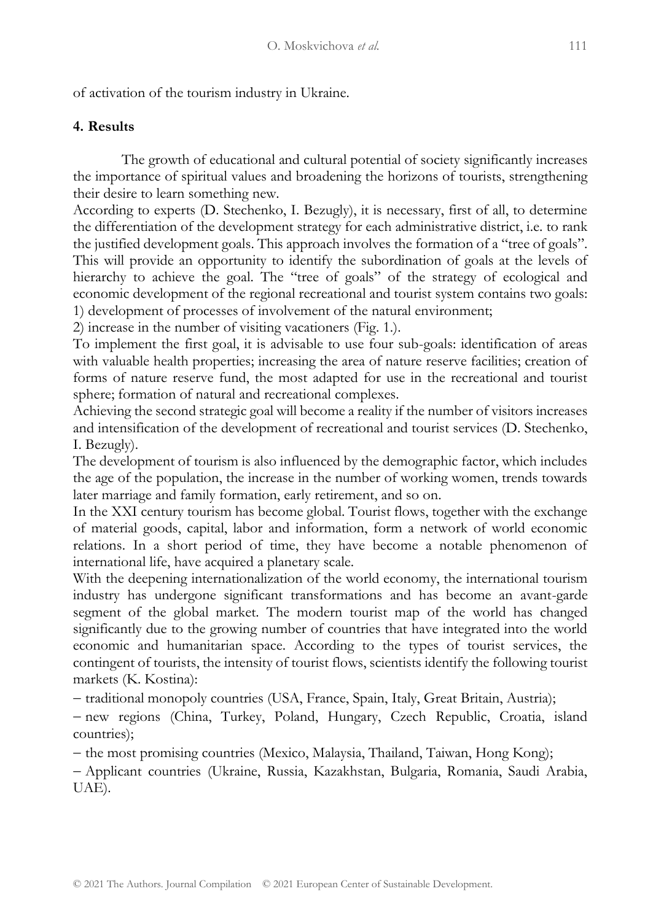of activation of the tourism industry in Ukraine.

## 4. Results

The growth of educational and cultural potential of society significantly increases the importance of spiritual values and broadening the horizons of tourists, strengthening their desire to learn something new.

According to experts (D. Stechenko, I. Bezugly), it is necessary, first of all, to determine the differentiation of the development strategy for each administrative district, i.e. to rank the justified development goals. This approach involves the formation of a "tree of goals". This will provide an opportunity to identify the subordination of goals at the levels of hierarchy to achieve the goal. The "tree of goals" of the strategy of ecological and economic development of the regional recreational and tourist system contains two goals:

1) development of processes of involvement of the natural environment;

2) increase in the number of visiting vacationers (Fig. 1.).

To implement the first goal, it is advisable to use four sub-goals: identification of areas with valuable health properties; increasing the area of nature reserve facilities; creation of forms of nature reserve fund, the most adapted for use in the recreational and tourist sphere; formation of natural and recreational complexes.

Achieving the second strategic goal will become a reality if the number of visitors increases and intensification of the development of recreational and tourist services (D. Stechenko, I. Bezugly).

The development of tourism is also influenced by the demographic factor, which includes the age of the population, the increase in the number of working women, trends towards later marriage and family formation, early retirement, and so on.

In the XXI century tourism has become global. Tourist flows, together with the exchange of material goods, capital, labor and information, form a network of world economic relations. In a short period of time, they have become a notable phenomenon of international life, have acquired a planetary scale.

With the deepening internationalization of the world economy, the international tourism industry has undergone significant transformations and has become an avant-garde segment of the global market. The modern tourist map of the world has changed significantly due to the growing number of countries that have integrated into the world economic and humanitarian space. According to the types of tourist services, the contingent of tourists, the intensity of tourist flows, scientists identify the following tourist markets (K. Kostina):

– traditional monopoly countries (USA, France, Spain, Italy, Great Britain, Austria);

– new regions (China, Turkey, Poland, Hungary, Czech Republic, Croatia, island countries);

– the most promising countries (Mexico, Malaysia, Thailand, Taiwan, Hong Kong);

– Applicant countries (Ukraine, Russia, Kazakhstan, Bulgaria, Romania, Saudi Arabia, UAE).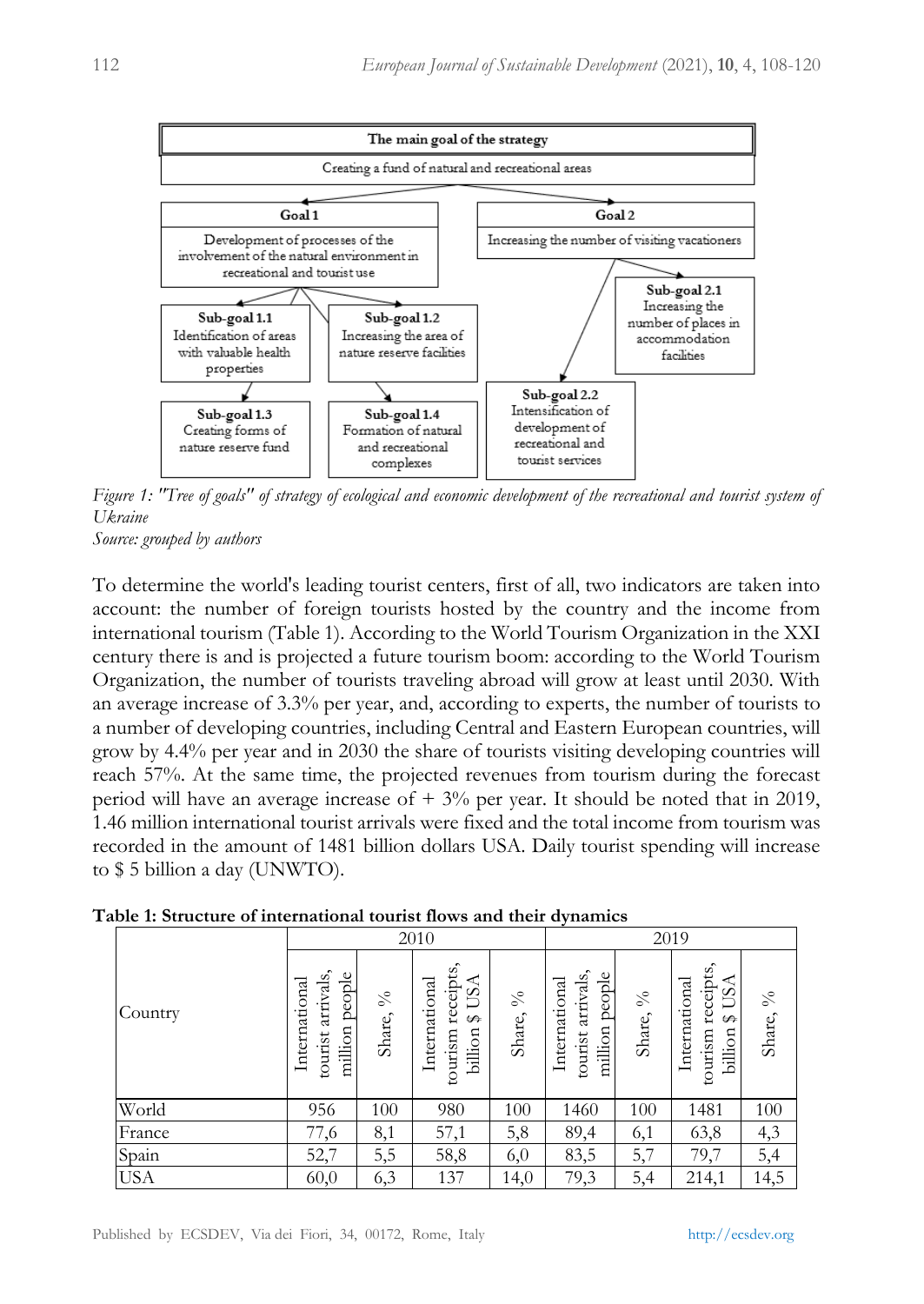The main goal of the strategy

Creating a fund of natural and recreational areas

**Goal 1**
Development of processes of the involvement of the natural environment in recreational and tourist use

**Goal 2**
Increasing the number of visiting vacationers

**Sub-goal 1.1**
Identification of areas with valuable health properties

**Sub-goal 1.2**
Increasing the area of nature reserve facilities

**Sub-goal 1.3**
Creating forms of nature reserve fund

**Sub-goal 1.4**
Formation of natural and recreational complexes

**Sub-goal 2.1**
Increasing the number of places in accommodation facilities

**Sub-goal 2.2**
Intensification of development of recreational and tourist services

*Figure 1: "Tree of goals" of strategy of ecological and economic development of the recreational and tourist system of Ukraine*
*Source: grouped by authors*

To determine the world's leading tourist centers, first of all, two indicators are taken into account: the number of foreign tourists hosted by the country and the income from international tourism (Table 1). According to the World Tourism Organization in the XXI century there is and is projected a future tourism boom: according to the World Tourism Organization, the number of tourists traveling abroad will grow at least until 2030. With an average increase of 3.3% per year, and, according to experts, the number of tourists to a number of developing countries, including Central and Eastern European countries, will grow by 4.4% per year and in 2030 the share of tourists visiting developing countries will reach 57%. At the same time, the projected revenues from tourism during the forecast period will have an average increase of + 3% per year. It should be noted that in 2019, 1.46 million international tourist arrivals were fixed and the total income from tourism was recorded in the amount of 1481 billion dollars USA. Daily tourist spending will increase to $ 5 billion a day (UNWTO).

**Table 1: Structure of international tourist flows and their dynamics**

| Country | 2010 | | | | 2019 | | | |
|---|---|---|---|---|---|---|---|---|
| | International tourist arrivals, million people | Share, % | International tourism receipts, billion $ USA | Share, % | International tourist arrivals, million people | Share, % | International tourism receipts, billion $ USA | Share, % |
| World | 956 | 100 | 980 | 100 | 1460 | 100 | 1481 | 100 |
| France | 77,6 | 8,1 | 57,1 | 5,8 | 89,4 | 6,1 | 63,8 | 4,3 |
| Spain | 52,7 | 5,5 | 58,8 | 6,0 | 83,5 | 5,7 | 79,7 | 5,4 |
| USA | 60,0 | 6,3 | 137 | 14,0 | 79,3 | 5,4 | 214,1 | 14,5 |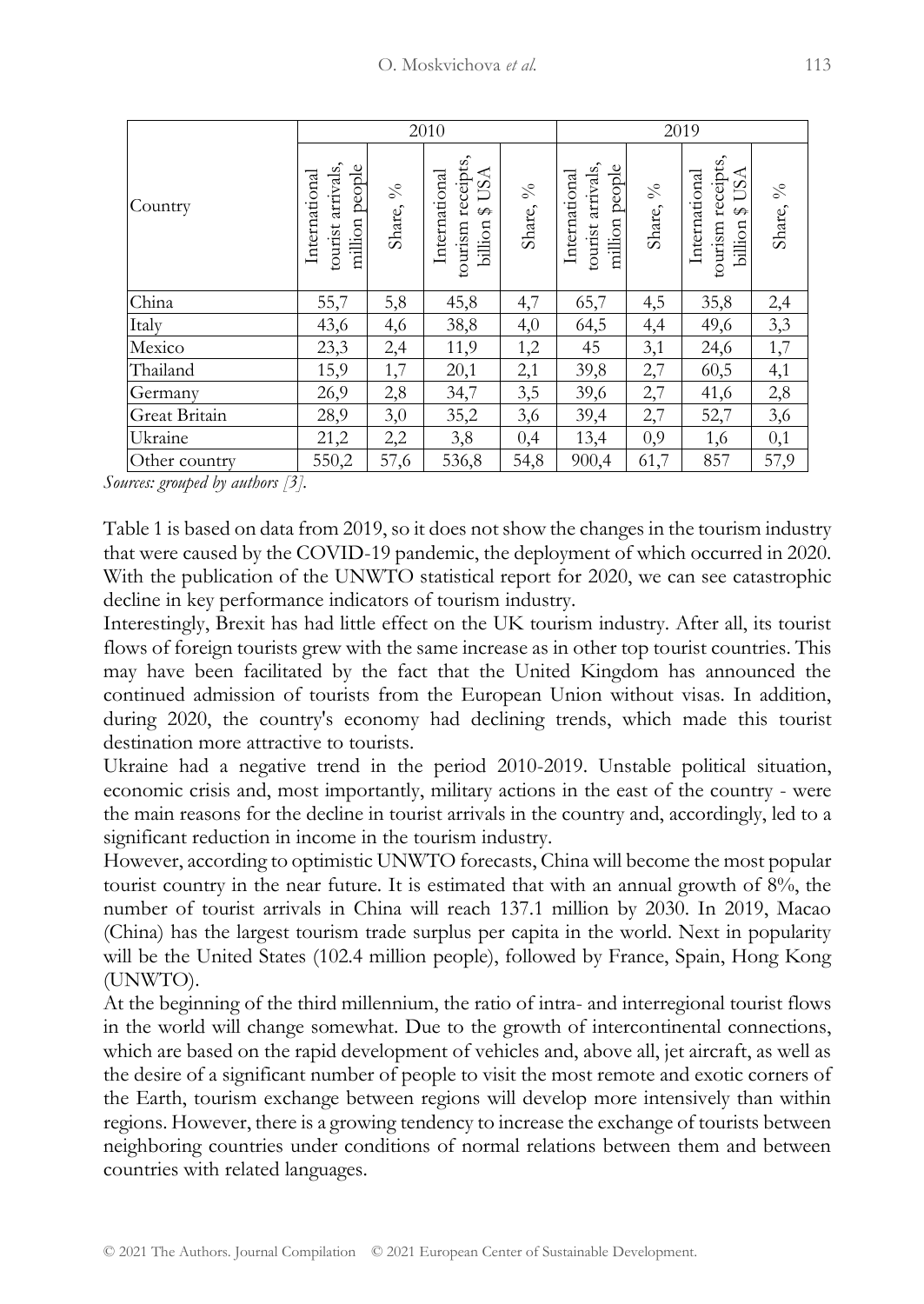| Country | 2010 | | | | 2019 | | | |
|---|---|---|---|---|---|---|---|---|
| | International tourist arrivals, million people | Share, % | International tourism receipts, billion $ USA | Share, % | International tourist arrivals, million people | Share, % | International tourism receipts, billion $ USA | Share, % |
| China | 55,7 | 5,8 | 45,8 | 4,7 | 65,7 | 4,5 | 35,8 | 2,4 |
| Italy | 43,6 | 4,6 | 38,8 | 4,0 | 64,5 | 4,4 | 49,6 | 3,3 |
| Mexico | 23,3 | 2,4 | 11,9 | 1,2 | 45 | 3,1 | 24,6 | 1,7 |
| Thailand | 15,9 | 1,7 | 20,1 | 2,1 | 39,8 | 2,7 | 60,5 | 4,1 |
| Germany | 26,9 | 2,8 | 34,7 | 3,5 | 39,6 | 2,7 | 41,6 | 2,8 |
| Great Britain | 28,9 | 3,0 | 35,2 | 3,6 | 39,4 | 2,7 | 52,7 | 3,6 |
| Ukraine | 21,2 | 2,2 | 3,8 | 0,4 | 13,4 | 0,9 | 1,6 | 0,1 |
| Other country | 550,2 | 57,6 | 536,8 | 54,8 | 900,4 | 61,7 | 857 | 57,9 |

*Sources: grouped by authors [3].*

Table 1 is based on data from 2019, so it does not show the changes in the tourism industry that were caused by the COVID-19 pandemic, the deployment of which occurred in 2020. With the publication of the UNWTO statistical report for 2020, we can see catastrophic decline in key performance indicators of tourism industry.

Interestingly, Brexit has had little effect on the UK tourism industry. After all, its tourist flows of foreign tourists grew with the same increase as in other top tourist countries. This may have been facilitated by the fact that the United Kingdom has announced the continued admission of tourists from the European Union without visas. In addition, during 2020, the country's economy had declining trends, which made this tourist destination more attractive to tourists.

Ukraine had a negative trend in the period 2010-2019. Unstable political situation, economic crisis and, most importantly, military actions in the east of the country - were the main reasons for the decline in tourist arrivals in the country and, accordingly, led to a significant reduction in income in the tourism industry.

However, according to optimistic UNWTO forecasts, China will become the most popular tourist country in the near future. It is estimated that with an annual growth of 8%, the number of tourist arrivals in China will reach 137.1 million by 2030. In 2019, Macao (China) has the largest tourism trade surplus per capita in the world. Next in popularity will be the United States (102.4 million people), followed by France, Spain, Hong Kong (UNWTO).

At the beginning of the third millennium, the ratio of intra- and interregional tourist flows in the world will change somewhat. Due to the growth of intercontinental connections, which are based on the rapid development of vehicles and, above all, jet aircraft, as well as the desire of a significant number of people to visit the most remote and exotic corners of the Earth, tourism exchange between regions will develop more intensively than within regions. However, there is a growing tendency to increase the exchange of tourists between neighboring countries under conditions of normal relations between them and between countries with related languages.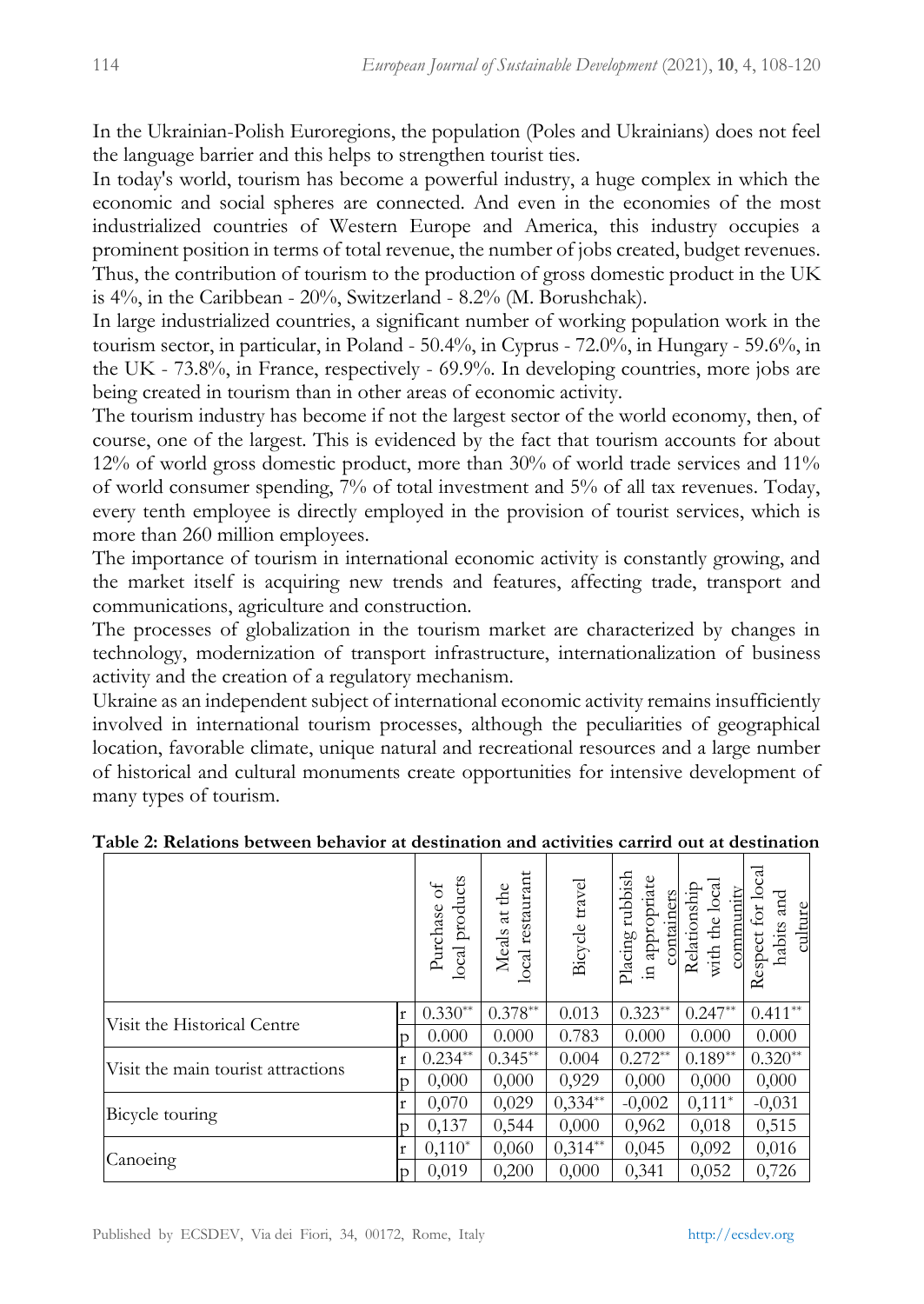In the Ukrainian-Polish Euroregions, the population (Poles and Ukrainians) does not feel the language barrier and this helps to strengthen tourist ties.

In today's world, tourism has become a powerful industry, a huge complex in which the economic and social spheres are connected. And even in the economies of the most industrialized countries of Western Europe and America, this industry occupies a prominent position in terms of total revenue, the number of jobs created, budget revenues. Thus, the contribution of tourism to the production of gross domestic product in the UK is 4%, in the Caribbean - 20%, Switzerland - 8.2% (M. Borushchak).

In large industrialized countries, a significant number of working population work in the tourism sector, in particular, in Poland - 50.4%, in Cyprus - 72.0%, in Hungary - 59.6%, in the UK - 73.8%, in France, respectively - 69.9%. In developing countries, more jobs are being created in tourism than in other areas of economic activity.

The tourism industry has become if not the largest sector of the world economy, then, of course, one of the largest. This is evidenced by the fact that tourism accounts for about 12% of world gross domestic product, more than 30% of world trade services and 11% of world consumer spending, 7% of total investment and 5% of all tax revenues. Today, every tenth employee is directly employed in the provision of tourist services, which is more than 260 million employees.

The importance of tourism in international economic activity is constantly growing, and the market itself is acquiring new trends and features, affecting trade, transport and communications, agriculture and construction.

The processes of globalization in the tourism market are characterized by changes in technology, modernization of transport infrastructure, internationalization of business activity and the creation of a regulatory mechanism.

Ukraine as an independent subject of international economic activity remains insufficiently involved in international tourism processes, although the peculiarities of geographical location, favorable climate, unique natural and recreational resources and a large number of historical and cultural monuments create opportunities for intensive development of many types of tourism.

**Table 2: Relations between behavior at destination and activities carrird out at destination**

| | | Purchase of local products | Meals at the local restaurant | Bicycle travel | Placing rubbish in appropriate containers | Relationship with the local community | Respect for local habits and culture |
|---|---|---|---|---|---|---|---|
| Visit the Historical Centre | r | 0.330** | 0.378** | 0.013 | 0.323** | 0.247** | 0.411** |
| | p | 0.000 | 0.000 | 0.783 | 0.000 | 0.000 | 0.000 |
| Visit the main tourist attractions | r | 0.234** | 0.345** | 0.004 | 0.272** | 0.189** | 0.320** |
| | p | 0,000 | 0,000 | 0,929 | 0,000 | 0,000 | 0,000 |
| Bicycle touring | r | 0,070 | 0,029 | 0,334** | -0,002 | 0,111* | -0,031 |
| | p | 0,137 | 0,544 | 0,000 | 0,962 | 0,018 | 0,515 |
| Canoeing | r | 0,110* | 0,060 | 0,314** | 0,045 | 0,092 | 0,016 |
| | p | 0,019 | 0,200 | 0,000 | 0,341 | 0,052 | 0,726 |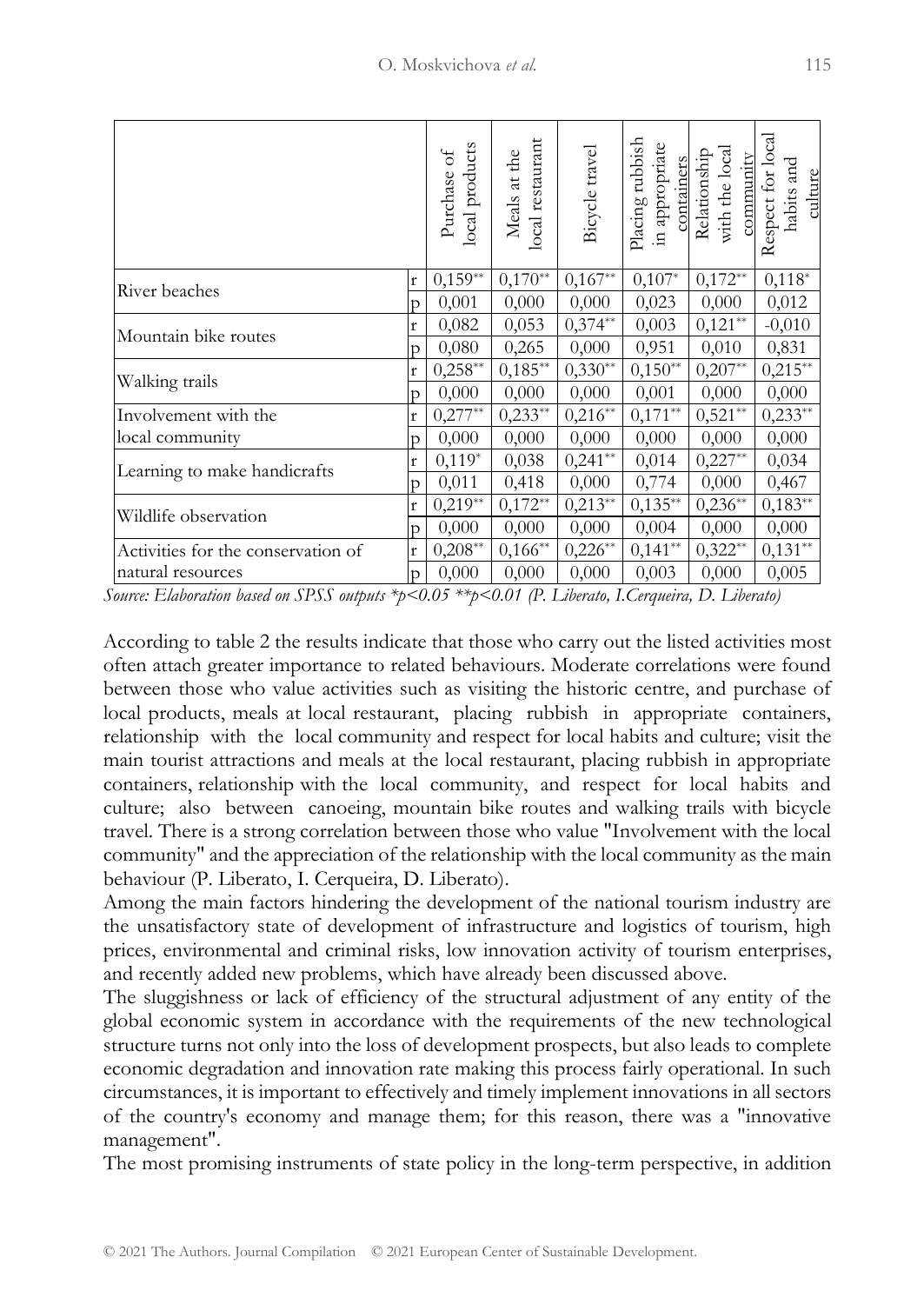| | | Purchase of local products | Meals at the local restaurant | Bicycle travel | Placing rubbish in appropriate containers | Relationship with the local community | Respect for local habits and culture |
|---|---|---|---|---|---|---|---|
| River beaches | r | 0,159** | 0,170** | 0,167** | 0,107* | 0,172** | 0,118* |
| | p | 0,001 | 0,000 | 0,000 | 0,023 | 0,000 | 0,012 |
| Mountain bike routes | r | 0,082 | 0,053 | 0,374** | 0,003 | 0,121** | -0,010 |
| | p | 0,080 | 0,265 | 0,000 | 0,951 | 0,010 | 0,831 |
| Walking trails | r | 0,258** | 0,185** | 0,330** | 0,150** | 0,207** | 0,215** |
| | p | 0,000 | 0,000 | 0,000 | 0,001 | 0,000 | 0,000 |
| Involvement with the local community | r | 0,277** | 0,233** | 0,216** | 0,171** | 0,521** | 0,233** |
| | p | 0,000 | 0,000 | 0,000 | 0,000 | 0,000 | 0,000 |
| Learning to make handicrafts | r | 0,119* | 0,038 | 0,241** | 0,014 | 0,227** | 0,034 |
| | p | 0,011 | 0,418 | 0,000 | 0,774 | 0,000 | 0,467 |
| Wildlife observation | r | 0,219** | 0,172** | 0,213** | 0,135** | 0,236** | 0,183** |
| | p | 0,000 | 0,000 | 0,000 | 0,004 | 0,000 | 0,000 |
| Activities for the conservation of natural resources | r | 0,208** | 0,166** | 0,226** | 0,141** | 0,322** | 0,131** |
| | p | 0,000 | 0,000 | 0,000 | 0,003 | 0,000 | 0,005 |

*Source: Elaboration based on SPSS outputs *p<0.05 **p<0.01 (P. Liberato, I.Cerqueira, D. Liberato)*

According to table 2 the results indicate that those who carry out the listed activities most often attach greater importance to related behaviours. Moderate correlations were found between those who value activities such as visiting the historic centre, and purchase of local products, meals at local restaurant, placing rubbish in appropriate containers, relationship with the local community and respect for local habits and culture; visit the main tourist attractions and meals at the local restaurant, placing rubbish in appropriate containers, relationship with the local community, and respect for local habits and culture; also between canoeing, mountain bike routes and walking trails with bicycle travel. There is a strong correlation between those who value "Involvement with the local community" and the appreciation of the relationship with the local community as the main behaviour (P. Liberato, I. Cerqueira, D. Liberato).

Among the main factors hindering the development of the national tourism industry are the unsatisfactory state of development of infrastructure and logistics of tourism, high prices, environmental and criminal risks, low innovation activity of tourism enterprises, and recently added new problems, which have already been discussed above.

The sluggishness or lack of efficiency of the structural adjustment of any entity of the global economic system in accordance with the requirements of the new technological structure turns not only into the loss of development prospects, but also leads to complete economic degradation and innovation rate making this process fairly operational. In such circumstances, it is important to effectively and timely implement innovations in all sectors of the country's economy and manage them; for this reason, there was a "innovative management".

The most promising instruments of state policy in the long-term perspective, in addition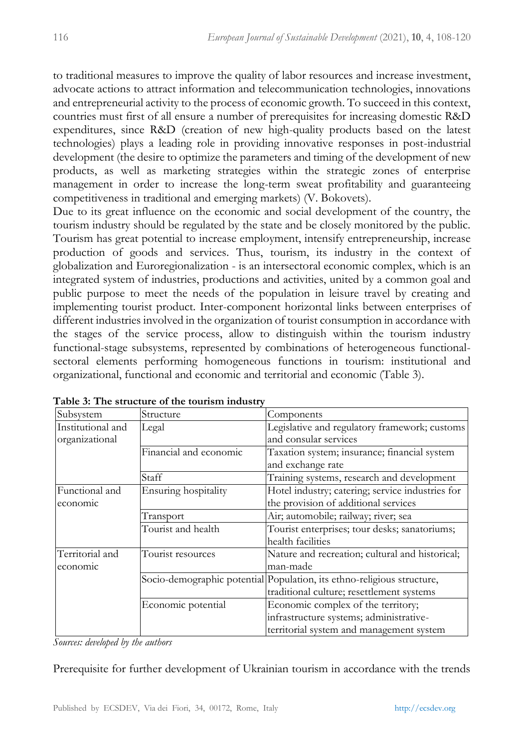to traditional measures to improve the quality of labor resources and increase investment, advocate actions to attract information and telecommunication technologies, innovations and entrepreneurial activity to the process of economic growth. To succeed in this context, countries must first of all ensure a number of prerequisites for increasing domestic R&D expenditures, since R&D (creation of new high-quality products based on the latest technologies) plays a leading role in providing innovative responses in post-industrial development (the desire to optimize the parameters and timing of the development of new products, as well as marketing strategies within the strategic zones of enterprise management in order to increase the long-term sweat profitability and guaranteeing competitiveness in traditional and emerging markets) (V. Bokovets).

Due to its great influence on the economic and social development of the country, the tourism industry should be regulated by the state and be closely monitored by the public. Tourism has great potential to increase employment, intensify entrepreneurship, increase production of goods and services. Thus, tourism, its industry in the context of globalization and Euroregionalization - is an intersectoral economic complex, which is an integrated system of industries, productions and activities, united by a common goal and public purpose to meet the needs of the population in leisure travel by creating and implementing tourist product. Inter-component horizontal links between enterprises of different industries involved in the organization of tourist consumption in accordance with the stages of the service process, allow to distinguish within the tourism industry functional-stage subsystems, represented by combinations of heterogeneous functional-sectoral elements performing homogeneous functions in tourism: institutional and organizational, functional and economic and territorial and economic (Table 3).

**Table 3: The structure of the tourism industry**

| Subsystem | Structure | Components |
|---|---|---|
| Institutional and organizational | Legal | Legislative and regulatory framework; customs and consular services |
| | Financial and economic | Taxation system; insurance; financial system and exchange rate |
| | Staff | Training systems, research and development |
| Functional and economic | Ensuring hospitality | Hotel industry; catering; service industries for the provision of additional services |
| | Transport | Air; automobile; railway; river; sea |
| | Tourist and health | Tourist enterprises; tour desks; sanatoriums; health facilities |
| Territorial and economic | Tourist resources | Nature and recreation; cultural and historical; man-made |
| | Socio-demographic potential | Population, its ethno-religious structure, traditional culture; resettlement systems |
| | Economic potential | Economic complex of the territory; infrastructure systems; administrative-territorial system and management system |

*Sources: developed by the authors*

Prerequisite for further development of Ukrainian tourism in accordance with the trends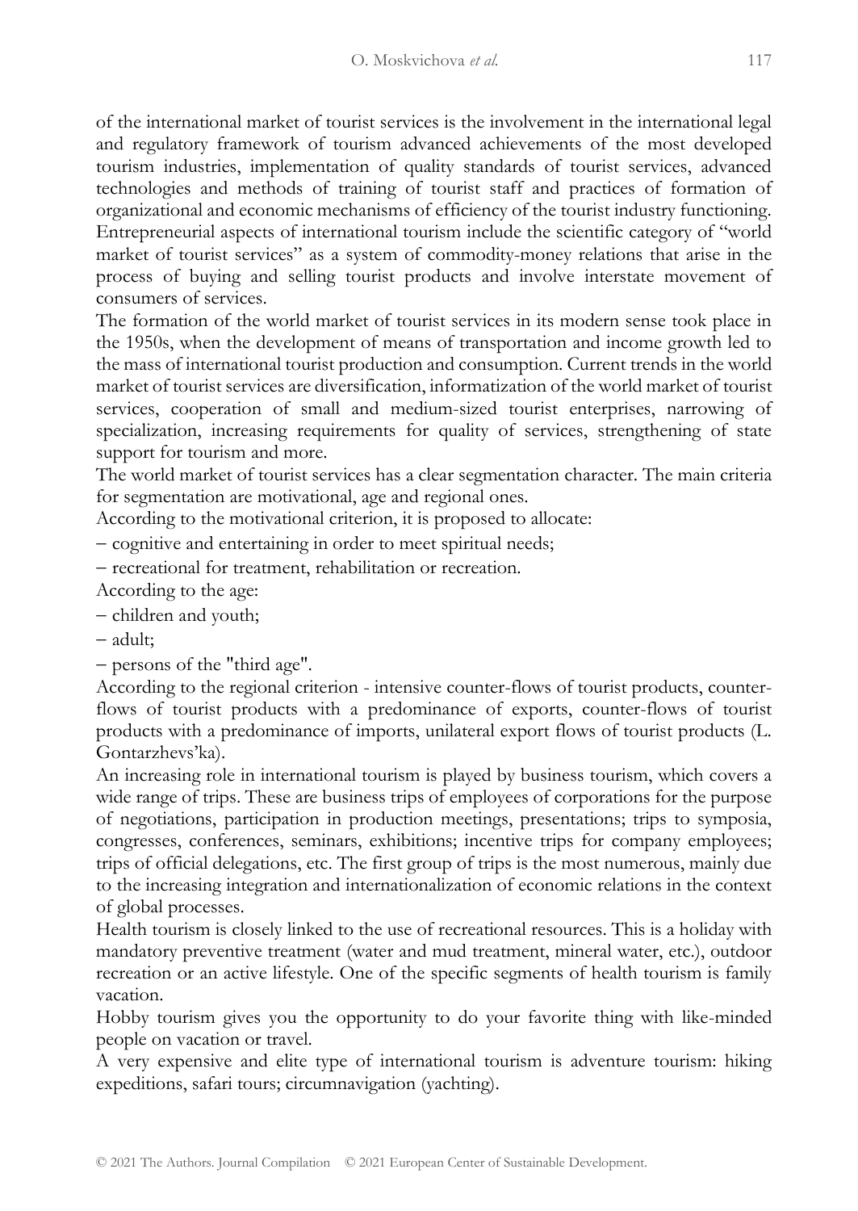of the international market of tourist services is the involvement in the international legal and regulatory framework of tourism advanced achievements of the most developed tourism industries, implementation of quality standards of tourist services, advanced technologies and methods of training of tourist staff and practices of formation of organizational and economic mechanisms of efficiency of the tourist industry functioning. Entrepreneurial aspects of international tourism include the scientific category of "world market of tourist services" as a system of commodity-money relations that arise in the process of buying and selling tourist products and involve interstate movement of consumers of services.

The formation of the world market of tourist services in its modern sense took place in the 1950s, when the development of means of transportation and income growth led to the mass of international tourist production and consumption. Current trends in the world market of tourist services are diversification, informatization of the world market of tourist services, cooperation of small and medium-sized tourist enterprises, narrowing of specialization, increasing requirements for quality of services, strengthening of state support for tourism and more.

The world market of tourist services has a clear segmentation character. The main criteria for segmentation are motivational, age and regional ones.

According to the motivational criterion, it is proposed to allocate:

– cognitive and entertaining in order to meet spiritual needs;

– recreational for treatment, rehabilitation or recreation.

According to the age:

– children and youth;

– adult;

– persons of the "third age".

According to the regional criterion - intensive counter-flows of tourist products, counter-flows of tourist products with a predominance of exports, counter-flows of tourist products with a predominance of imports, unilateral export flows of tourist products (L. Gontarzhevs'ka).

An increasing role in international tourism is played by business tourism, which covers a wide range of trips. These are business trips of employees of corporations for the purpose of negotiations, participation in production meetings, presentations; trips to symposia, congresses, conferences, seminars, exhibitions; incentive trips for company employees; trips of official delegations, etc. The first group of trips is the most numerous, mainly due to the increasing integration and internationalization of economic relations in the context of global processes.

Health tourism is closely linked to the use of recreational resources. This is a holiday with mandatory preventive treatment (water and mud treatment, mineral water, etc.), outdoor recreation or an active lifestyle. One of the specific segments of health tourism is family vacation.

Hobby tourism gives you the opportunity to do your favorite thing with like-minded people on vacation or travel.

A very expensive and elite type of international tourism is adventure tourism: hiking expeditions, safari tours; circumnavigation (yachting).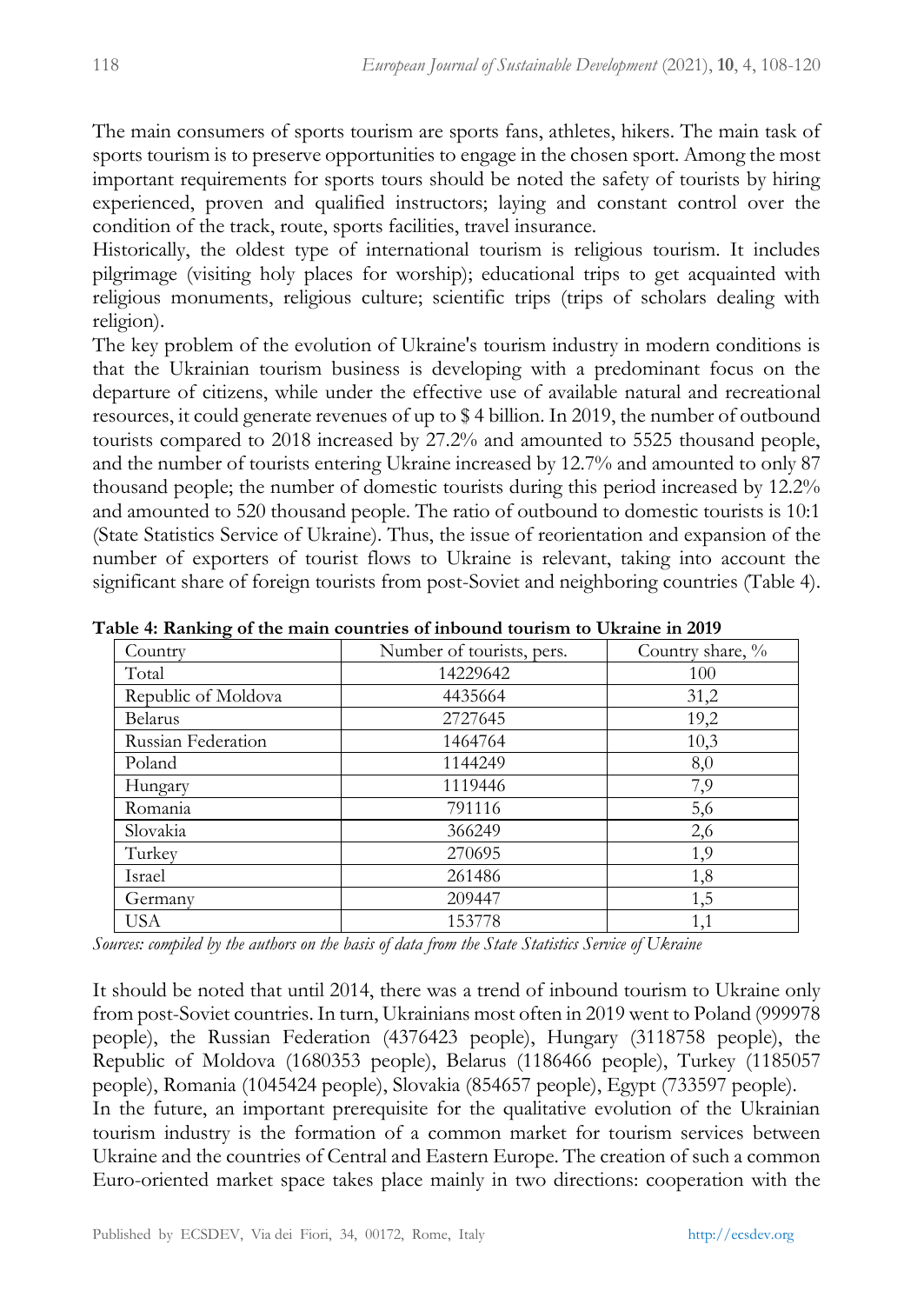The main consumers of sports tourism are sports fans, athletes, hikers. The main task of sports tourism is to preserve opportunities to engage in the chosen sport. Among the most important requirements for sports tours should be noted the safety of tourists by hiring experienced, proven and qualified instructors; laying and constant control over the condition of the track, route, sports facilities, travel insurance.

Historically, the oldest type of international tourism is religious tourism. It includes pilgrimage (visiting holy places for worship); educational trips to get acquainted with religious monuments, religious culture; scientific trips (trips of scholars dealing with religion).

The key problem of the evolution of Ukraine's tourism industry in modern conditions is that the Ukrainian tourism business is developing with a predominant focus on the departure of citizens, while under the effective use of available natural and recreational resources, it could generate revenues of up to $ 4 billion. In 2019, the number of outbound tourists compared to 2018 increased by 27.2% and amounted to 5525 thousand people, and the number of tourists entering Ukraine increased by 12.7% and amounted to only 87 thousand people; the number of domestic tourists during this period increased by 12.2% and amounted to 520 thousand people. The ratio of outbound to domestic tourists is 10:1 (State Statistics Service of Ukraine). Thus, the issue of reorientation and expansion of the number of exporters of tourist flows to Ukraine is relevant, taking into account the significant share of foreign tourists from post-Soviet and neighboring countries (Table 4).

**Table 4: Ranking of the main countries of inbound tourism to Ukraine in 2019**

| Country | Number of tourists, pers. | Country share, % |
|---|---|---|
| Total | 14229642 | 100 |
| Republic of Moldova | 4435664 | 31,2 |
| Belarus | 2727645 | 19,2 |
| Russian Federation | 1464764 | 10,3 |
| Poland | 1144249 | 8,0 |
| Hungary | 1119446 | 7,9 |
| Romania | 791116 | 5,6 |
| Slovakia | 366249 | 2,6 |
| Turkey | 270695 | 1,9 |
| Israel | 261486 | 1,8 |
| Germany | 209447 | 1,5 |
| USA | 153778 | 1,1 |

*Sources: compiled by the authors on the basis of data from the State Statistics Service of Ukraine*

It should be noted that until 2014, there was a trend of inbound tourism to Ukraine only from post-Soviet countries. In turn, Ukrainians most often in 2019 went to Poland (999978 people), the Russian Federation (4376423 people), Hungary (3118758 people), the Republic of Moldova (1680353 people), Belarus (1186466 people), Turkey (1185057 people), Romania (1045424 people), Slovakia (854657 people), Egypt (733597 people).

In the future, an important prerequisite for the qualitative evolution of the Ukrainian tourism industry is the formation of a common market for tourism services between Ukraine and the countries of Central and Eastern Europe. The creation of such a common Euro-oriented market space takes place mainly in two directions: cooperation with the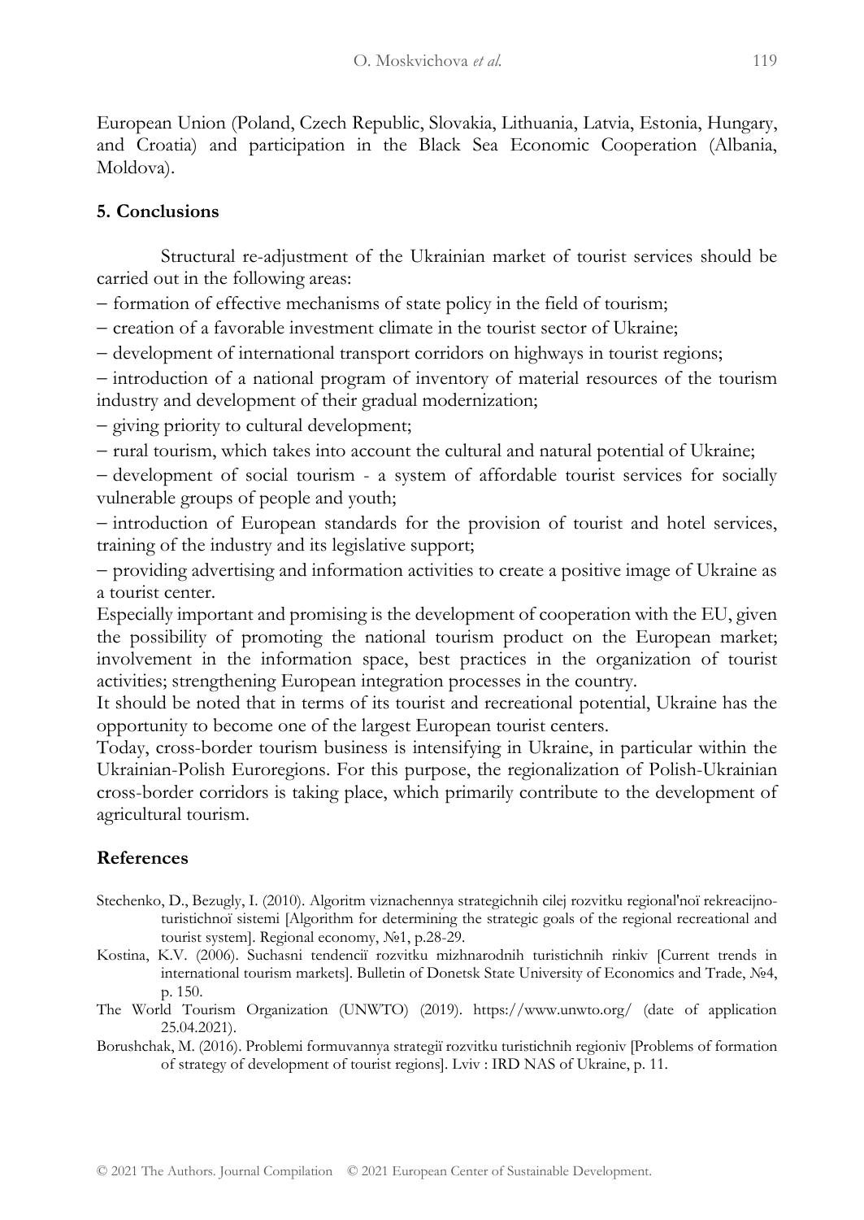European Union (Poland, Czech Republic, Slovakia, Lithuania, Latvia, Estonia, Hungary, and Croatia) and participation in the Black Sea Economic Cooperation (Albania, Moldova).

## 5. Conclusions

Structural re-adjustment of the Ukrainian market of tourist services should be carried out in the following areas:

– formation of effective mechanisms of state policy in the field of tourism;

– creation of a favorable investment climate in the tourist sector of Ukraine;

– development of international transport corridors on highways in tourist regions;

– introduction of a national program of inventory of material resources of the tourism industry and development of their gradual modernization;

– giving priority to cultural development;

– rural tourism, which takes into account the cultural and natural potential of Ukraine;

– development of social tourism - a system of affordable tourist services for socially vulnerable groups of people and youth;

– introduction of European standards for the provision of tourist and hotel services, training of the industry and its legislative support;

– providing advertising and information activities to create a positive image of Ukraine as a tourist center.

Especially important and promising is the development of cooperation with the EU, given the possibility of promoting the national tourism product on the European market; involvement in the information space, best practices in the organization of tourist activities; strengthening European integration processes in the country.

It should be noted that in terms of its tourist and recreational potential, Ukraine has the opportunity to become one of the largest European tourist centers.

Today, cross-border tourism business is intensifying in Ukraine, in particular within the Ukrainian-Polish Euroregions. For this purpose, the regionalization of Polish-Ukrainian cross-border corridors is taking place, which primarily contribute to the development of agricultural tourism.

## References

Stechenko, D., Bezugly, I. (2010). Algoritm viznachennya strategichnih cilej rozvitku regional'noï rekreacijno-turistichnoï sistemi [Algorithm for determining the strategic goals of the regional recreational and tourist system]. Regional economy, №1, p.28-29.

Kostina, K.V. (2006). Suchasni tendenciï rozvitku mizhnarodnih turistichnih rinkiv [Current trends in international tourism markets]. Bulletin of Donetsk State University of Economics and Trade, №4, p. 150.

The World Tourism Organization (UNWTO) (2019). https://www.unwto.org/ (date of application 25.04.2021).

Borushchak, M. (2016). Problemi formuvannya strategiï rozvitku turistichnih regioniv [Problems of formation of strategy of development of tourist regions]. Lviv : IRD NAS of Ukraine, p. 11.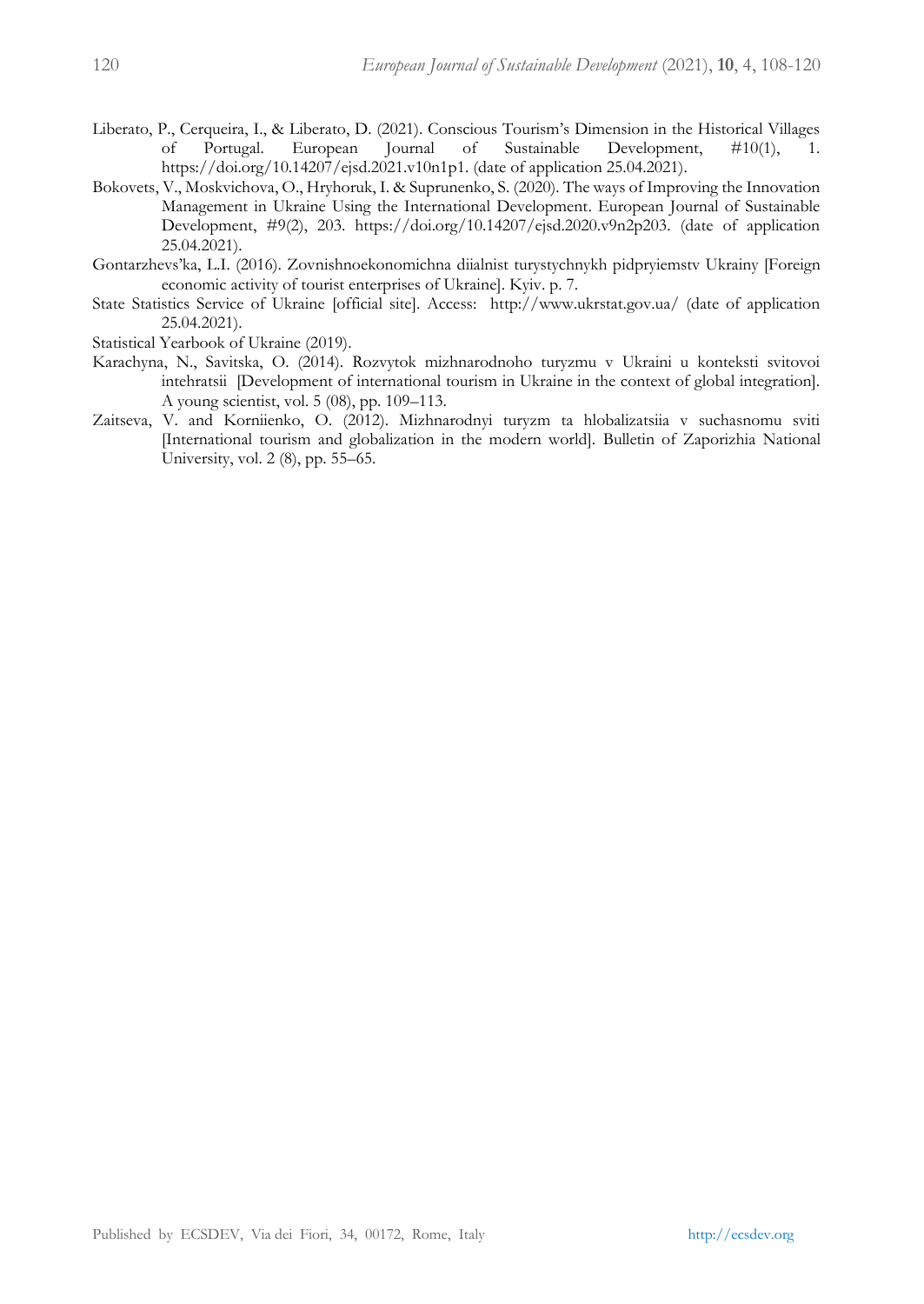Liberato, P., Cerqueira, I., & Liberato, D. (2021). Conscious Tourism's Dimension in the Historical Villages of Portugal. European Journal of Sustainable Development, #10(1), 1. https://doi.org/10.14207/ejsd.2021.v10n1p1. (date of application 25.04.2021).

Bokovets, V., Moskvichova, O., Hryhoruk, I. & Suprunenko, S. (2020). The ways of Improving the Innovation Management in Ukraine Using the International Development. European Journal of Sustainable Development, #9(2), 203. https://doi.org/10.14207/ejsd.2020.v9n2p203. (date of application 25.04.2021).

Gontarzhevs'ka, L.I. (2016). Zovnishnoekonomichna diialnist turystychnykh pidpryiemstv Ukrainy [Foreign economic activity of tourist enterprises of Ukraine]. Kyiv. p. 7.

State Statistics Service of Ukraine [official site]. Access: http://www.ukrstat.gov.ua/ (date of application 25.04.2021).

Statistical Yearbook of Ukraine (2019).

Karachyna, N., Savitska, O. (2014). Rozvytok mizhnarodnoho turyzmu v Ukraini u konteksti svitovoi intehratsii [Development of international tourism in Ukraine in the context of global integration]. A young scientist, vol. 5 (08), pp. 109–113.

Zaitseva, V. and Korniienko, O. (2012). Mizhnarodnyi turyzm ta hlobalizatsiia v suchasnomu sviti [International tourism and globalization in the modern world]. Bulletin of Zaporizhia National University, vol. 2 (8), pp. 55–65.